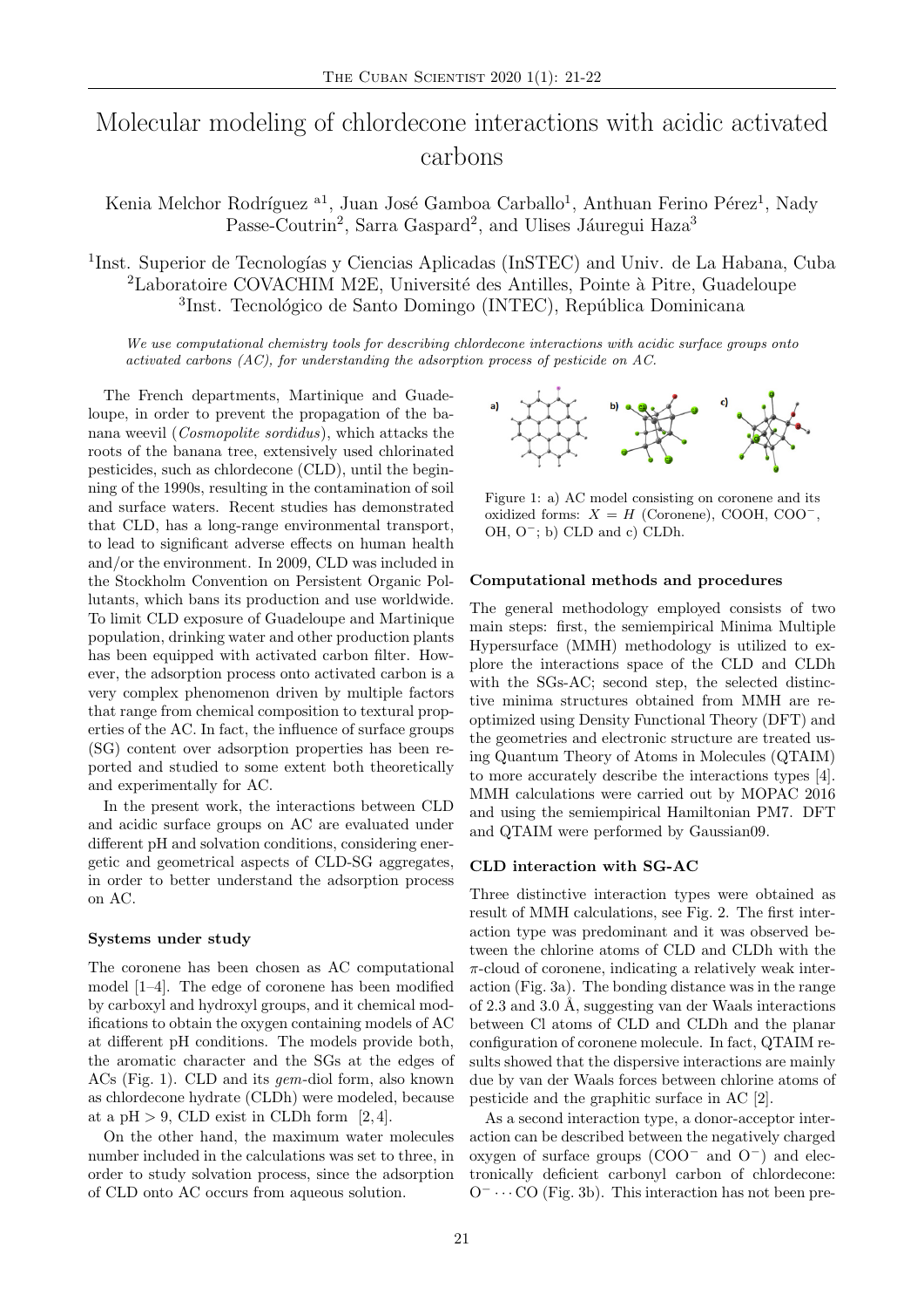# Molecular modeling of chlordecone interactions with acidic activated carbons

Kenia Melchor Rodríguez [a1], Juan José Gamboa Carballo[1], Anthuan Ferino Pérez[1], Nady Passe-Coutrin[2], Sarra Gaspard[2], and Ulises Jáuregui Haza[3]

[1]Inst. Superior de Tecnologías y Ciencias Aplicadas (InSTEC) and Univ. de La Habana, Cuba
[2]Laboratoire COVACHIM M2E, Université des Antilles, Pointe à Pitre, Guadeloupe
[3]Inst. Tecnológico de Santo Domingo (INTEC), República Dominicana

*We use computational chemistry tools for describing chlordecone interactions with acidic surface groups onto activated carbons (AC), for understanding the adsorption process of pesticide on AC.*

The French departments, Martinique and Guadeloupe, in order to prevent the propagation of the banana weevil (*Cosmopolite sordidus*), which attacks the roots of the banana tree, extensively used chlorinated pesticides, such as chlordecone (CLD), until the beginning of the 1990s, resulting in the contamination of soil and surface waters. Recent studies has demonstrated that CLD, has a long-range environmental transport, to lead to significant adverse effects on human health and/or the environment. In 2009, CLD was included in the Stockholm Convention on Persistent Organic Pollutants, which bans its production and use worldwide. To limit CLD exposure of Guadeloupe and Martinique population, drinking water and other production plants has been equipped with activated carbon filter. However, the adsorption process onto activated carbon is a very complex phenomenon driven by multiple factors that range from chemical composition to textural properties of the AC. In fact, the influence of surface groups (SG) content over adsorption properties has been reported and studied to some extent both theoretically and experimentally for AC.

In the present work, the interactions between CLD and acidic surface groups on AC are evaluated under different pH and solvation conditions, considering energetic and geometrical aspects of CLD-SG aggregates, in order to better understand the adsorption process on AC.

### Systems under study

The coronene has been chosen as AC computational model [1–4]. The edge of coronene has been modified by carboxyl and hydroxyl groups, and it chemical modifications to obtain the oxygen containing models of AC at different pH conditions. The models provide both, the aromatic character and the SGs at the edges of ACs (Fig. 1). CLD and its *gem*-diol form, also known as chlordecone hydrate (CLDh) were modeled, because at a pH > 9, CLD exist in CLDh form [2, 4].

On the other hand, the maximum water molecules number included in the calculations was set to three, in order to study solvation process, since the adsorption of CLD onto AC occurs from aqueous solution.

Figure 1: a) AC model consisting on coronene and its oxidized forms: $X = H$ (Coronene), COOH, $COO^-$, OH, $O^-$; b) CLD and c) CLDh.

### Computational methods and procedures

The general methodology employed consists of two main steps: first, the semiempirical Minima Multiple Hypersurface (MMH) methodology is utilized to explore the interactions space of the CLD and CLDh with the SGs-AC; second step, the selected distinctive minima structures obtained from MMH are reoptimized using Density Functional Theory (DFT) and the geometries and electronic structure are treated using Quantum Theory of Atoms in Molecules (QTAIM) to more accurately describe the interactions types [4]. MMH calculations were carried out by MOPAC 2016 and using the semiempirical Hamiltonian PM7. DFT and QTAIM were performed by Gaussian09.

### CLD interaction with SG-AC

Three distinctive interaction types were obtained as result of MMH calculations, see Fig. 2. The first interaction type was predominant and it was observed between the chlorine atoms of CLD and CLDh with the $\pi$-cloud of coronene, indicating a relatively weak interaction (Fig. 3a). The bonding distance was in the range of 2.3 and 3.0 Å, suggesting van der Waals interactions between Cl atoms of CLD and CLDh and the planar configuration of coronene molecule. In fact, QTAIM results showed that the dispersive interactions are mainly due by van der Waals forces between chlorine atoms of pesticide and the graphitic surface in AC [2].

As a second interaction type, a donor-acceptor interaction can be described between the negatively charged oxygen of surface groups ($COO^-$ and $O^-$) and electronically deficient carbonyl carbon of chlordecone: $O^- \cdots CO$ (Fig. 3b). This interaction has not been pre-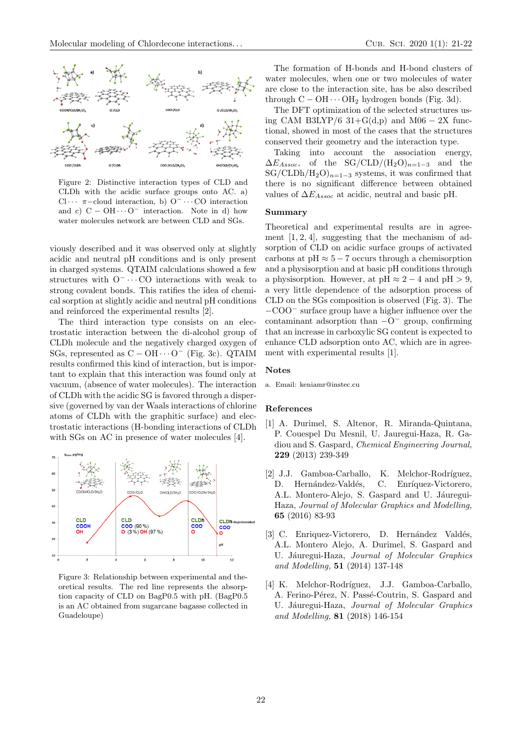Figure 2: Distinctive interaction types of CLD and CLDh with the acidic surface groups onto AC. a) $Cl\cdots\pi$−cloud interaction, b) $O^-\cdots CO$ interaction and c) $C-OH\cdots O^-$ interaction. Note in d) how water molecules network are between CLD and SGs.

viously described and it was observed only at slightly acidic and neutral pH conditions and is only present in charged systems. QTAIM calculations showed a few structures with $O^-\cdots CO$ interactions with weak to strong covalent bonds. This ratifies the idea of chemical sorption at slightly acidic and neutral pH conditions and reinforced the experimental results [2].

The third interaction type consists on an electrostatic interaction between the di-alcohol group of CLDh molecule and the negatively charged oxygen of SGs, represented as $C-OH\cdots O^-$ (Fig. 3c). QTAIM results confirmed this kind of interaction, but is important to explain that this interaction was found only at vacuum, (absence of water molecules). The interaction of CLDh with the acidic SG is favored through a dispersive (governed by van der Waals interactions of chlorine atoms of CLDh with the graphitic surface) and electrostatic interactions (H-bonding interactions of CLDh with SGs on AC in presence of water molecules [4].

Figure 3: Relationship between experimental and theoretical results. The red line represents the absorption capacity of CLD on BagP0.5 with pH. (BagP0.5 is an AC obtained from sugarcane bagasse collected in Guadeloupe)

The formation of H-bonds and H-bond clusters of water molecules, when one or two molecules of water are close to the interaction site, has be also described through $C-OH\cdots OH_2$ hydrogen bonds (Fig. 3d).

The DFT optimization of the selected structures using CAM B3LYP/6 31+G(d,p) and M06 − 2X functional, showed in most of the cases that the structures conserved their geometry and the interaction type.

Taking into account the association energy, $\Delta E_{Assoc}$, of the $SG/CLD/(H_2O)_{n=1-3}$ and the $SG/CLDh/H_2O)_{n=1-3}$ systems, it was confirmed that there is no significant difference between obtained values of $\Delta E_{Assoc}$ at acidic, neutral and basic pH.

## Summary

Theoretical and experimental results are in agreement [1, 2, 4], suggesting that the mechanism of adsorption of CLD on acidic surface groups of activated carbons at pH $\approx 5-7$ occurs through a chemisorption and a physisorption and at basic pH conditions through a physisorption. However, at pH $\approx 2-4$ and pH $> 9$, a very little dependence of the adsorption process of CLD on the SGs composition is observed (Fig. 3). The $-COO^-$ surface group have a higher influence over the contaminant adsorption than $-O^-$ group, confirming that an increase in carboxylic SG content is expected to enhance CLD adsorption onto AC, which are in agreement with experimental results [1].

## Notes

a. Email: keniamr@instec.cu

## References

[1] A. Durimel, S. Altenor, R. Miranda-Quintana, P. Couespel Du Mesnil, U. Jauregui-Haza, R. Gadiou and S. Gaspard, *Chemical Engineering Journal*, **229** (2013) 239-349

[2] J.J. Gamboa-Carballo, K. Melchor-Rodríguez, D. Hernández-Valdés, C. Enríquez-Victorero, A.L. Montero-Alejo, S. Gaspard and U. Jáuregui-Haza, *Journal of Molecular Graphics and Modelling*, **65** (2016) 83-93

[3] C. Enriquez-Victorero, D. Hernández Valdés, A.L. Montero Alejo, A. Durimel, S. Gaspard and U. Jáuregui-Haza, *Journal of Molecular Graphics and Modelling*, **51** (2014) 137-148

[4] K. Melchor-Rodríguez, J.J. Gamboa-Carballo, A. Ferino-Pérez, N. Passé-Coutrin, S. Gaspard and U. Jáuregui-Haza, *Journal of Molecular Graphics and Modelling*, **81** (2018) 146-154